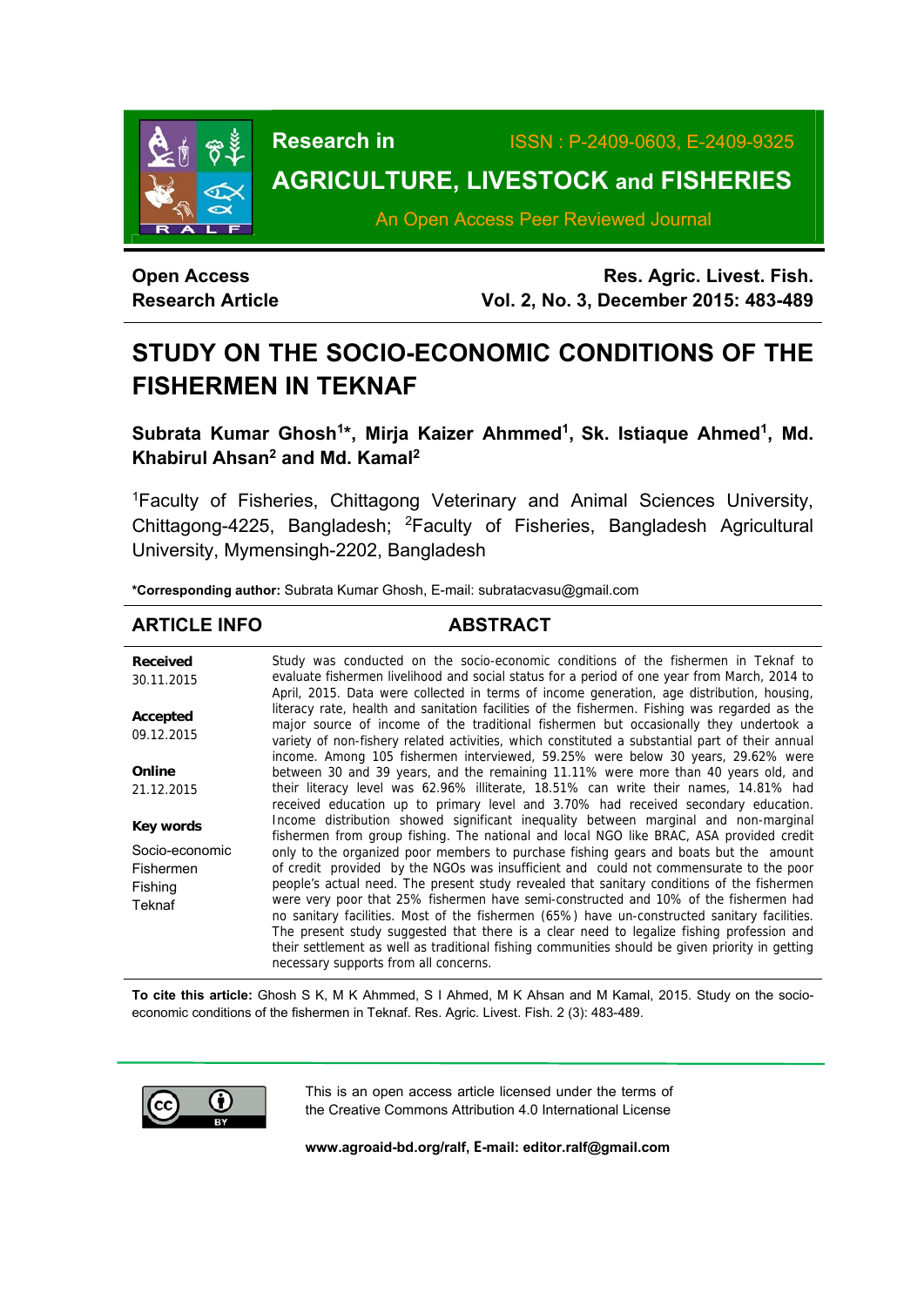Research in AGRICULTURE, LIVESTOCK and FISHERIES

ISSN : P-2409-0603, E-2409-9325

An Open Access Peer Reviewed Journal

**Open Access**
**Research Article**

**Res. Agric. Livest. Fish.**
**Vol. 2, No. 3, December 2015: 483-489**

# STUDY ON THE SOCIO-ECONOMIC CONDITIONS OF THE FISHERMEN IN TEKNAF

**Subrata Kumar Ghosh[1]\*, Mirja Kaizer Ahmmed[1], Sk. Istiaque Ahmed[1], Md. Khabirul Ahsan[2] and Md. Kamal[2]**

[1]Faculty of Fisheries, Chittagong Veterinary and Animal Sciences University, Chittagong-4225, Bangladesh; [2]Faculty of Fisheries, Bangladesh Agricultural University, Mymensingh-2202, Bangladesh

**\*Corresponding author:** Subrata Kumar Ghosh, E-mail: subratacvasu@gmail.com

## ARTICLE INFO

**Received**
30.11.2015

**Accepted**
09.12.2015

**Online**
21.12.2015

**Key words**
Socio-economic
Fishermen
Fishing
Teknaf

## ABSTRACT

Study was conducted on the socio-economic conditions of the fishermen in Teknaf to evaluate fishermen livelihood and social status for a period of one year from March, 2014 to April, 2015. Data were collected in terms of income generation, age distribution, housing, literacy rate, health and sanitation facilities of the fishermen. Fishing was regarded as the major source of income of the traditional fishermen but occasionally they undertook a variety of non-fishery related activities, which constituted a substantial part of their annual income. Among 105 fishermen interviewed, 59.25% were below 30 years, 29.62% were between 30 and 39 years, and the remaining 11.11% were more than 40 years old, and their literacy level was 62.96% illiterate, 18.51% can write their names, 14.81% had received education up to primary level and 3.70% had received secondary education. Income distribution showed significant inequality between marginal and non-marginal fishermen from group fishing. The national and local NGO like BRAC, ASA provided credit only to the organized poor members to purchase fishing gears and boats but the amount of credit provided by the NGOs was insufficient and could not commensurate to the poor people's actual need. The present study revealed that sanitary conditions of the fishermen were very poor that 25% fishermen have semi-constructed and 10% of the fishermen had no sanitary facilities. Most of the fishermen (65%) have un-constructed sanitary facilities. The present study suggested that there is a clear need to legalize fishing profession and their settlement as well as traditional fishing communities should be given priority in getting necessary supports from all concerns.

**To cite this article:** Ghosh S K, M K Ahmmed, S I Ahmed, M K Ahsan and M Kamal, 2015. Study on the socio-economic conditions of the fishermen in Teknaf. Res. Agric. Livest. Fish. 2 (3): 483-489.

This is an open access article licensed under the terms of the Creative Commons Attribution 4.0 International License

**www.agroaid-bd.org/ralf, E-mail: editor.ralf@gmail.com**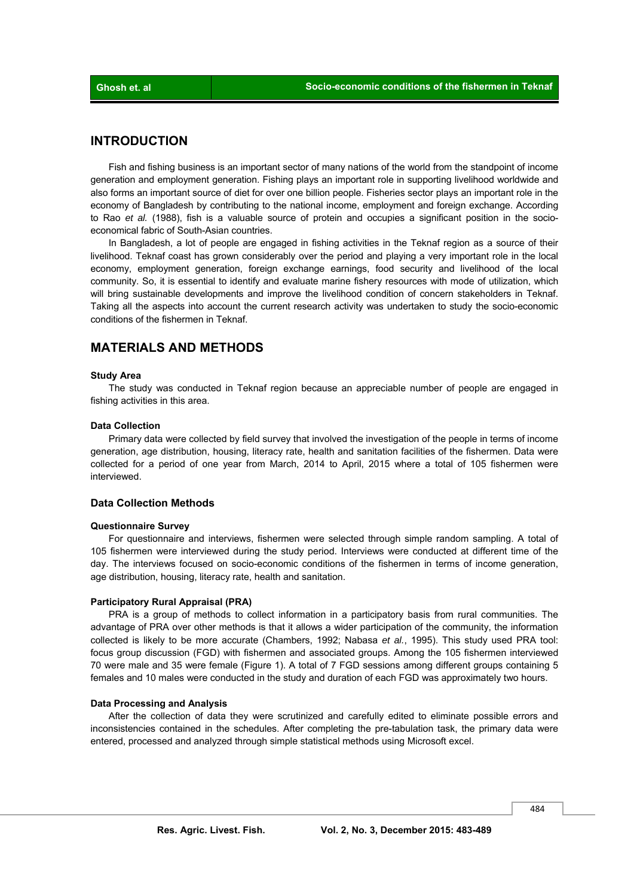## INTRODUCTION

Fish and fishing business is an important sector of many nations of the world from the standpoint of income generation and employment generation. Fishing plays an important role in supporting livelihood worldwide and also forms an important source of diet for over one billion people. Fisheries sector plays an important role in the economy of Bangladesh by contributing to the national income, employment and foreign exchange. According to Rao *et al.* (1988), fish is a valuable source of protein and occupies a significant position in the socio-economical fabric of South-Asian countries.

In Bangladesh, a lot of people are engaged in fishing activities in the Teknaf region as a source of their livelihood. Teknaf coast has grown considerably over the period and playing a very important role in the local economy, employment generation, foreign exchange earnings, food security and livelihood of the local community. So, it is essential to identify and evaluate marine fishery resources with mode of utilization, which will bring sustainable developments and improve the livelihood condition of concern stakeholders in Teknaf. Taking all the aspects into account the current research activity was undertaken to study the socio-economic conditions of the fishermen in Teknaf.

## MATERIALS AND METHODS

#### Study Area

The study was conducted in Teknaf region because an appreciable number of people are engaged in fishing activities in this area.

#### Data Collection

Primary data were collected by field survey that involved the investigation of the people in terms of income generation, age distribution, housing, literacy rate, health and sanitation facilities of the fishermen. Data were collected for a period of one year from March, 2014 to April, 2015 where a total of 105 fishermen were interviewed.

### Data Collection Methods

#### Questionnaire Survey

For questionnaire and interviews, fishermen were selected through simple random sampling. A total of 105 fishermen were interviewed during the study period. Interviews were conducted at different time of the day. The interviews focused on socio-economic conditions of the fishermen in terms of income generation, age distribution, housing, literacy rate, health and sanitation.

#### Participatory Rural Appraisal (PRA)

PRA is a group of methods to collect information in a participatory basis from rural communities. The advantage of PRA over other methods is that it allows a wider participation of the community, the information collected is likely to be more accurate (Chambers, 1992; Nabasa *et al.*, 1995). This study used PRA tool: focus group discussion (FGD) with fishermen and associated groups. Among the 105 fishermen interviewed 70 were male and 35 were female (Figure 1). A total of 7 FGD sessions among different groups containing 5 females and 10 males were conducted in the study and duration of each FGD was approximately two hours.

#### Data Processing and Analysis

After the collection of data they were scrutinized and carefully edited to eliminate possible errors and inconsistencies contained in the schedules. After completing the pre-tabulation task, the primary data were entered, processed and analyzed through simple statistical methods using Microsoft excel.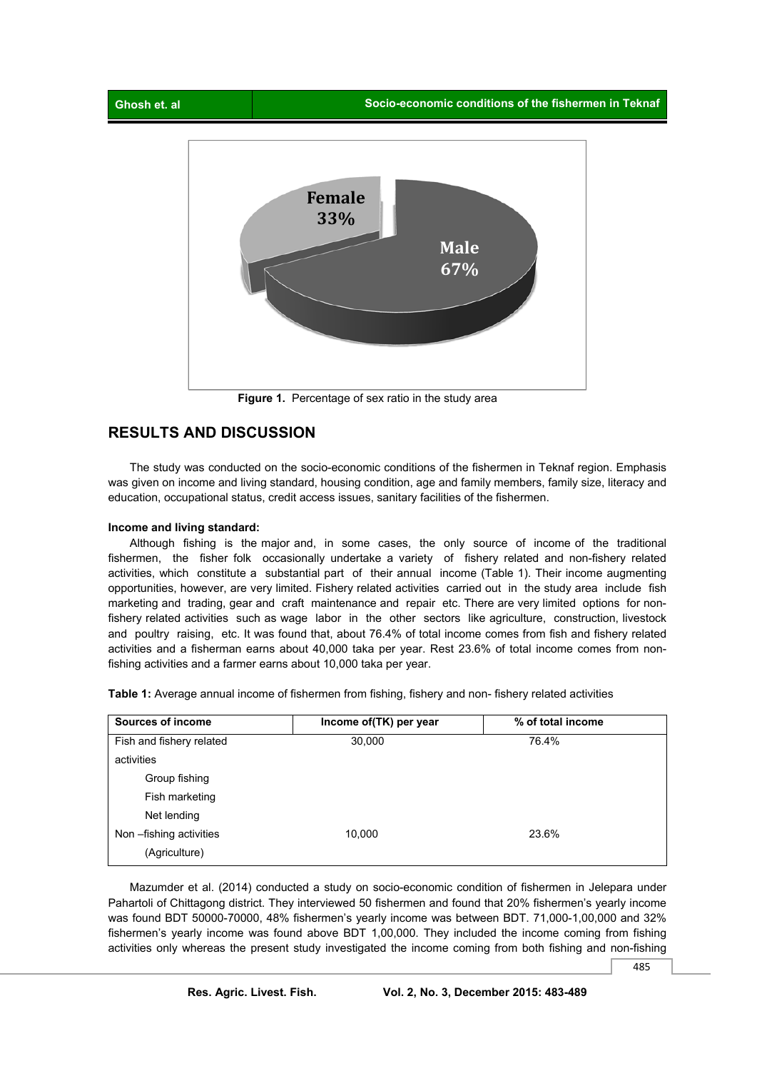Figure 1. Percentage of sex ratio in the study area

## RESULTS AND DISCUSSION

The study was conducted on the socio-economic conditions of the fishermen in Teknaf region. Emphasis was given on income and living standard, housing condition, age and family members, family size, literacy and education, occupational status, credit access issues, sanitary facilities of the fishermen.

### Income and living standard:

Although fishing is the major and, in some cases, the only source of income of the traditional fishermen, the fisher folk occasionally undertake a variety of fishery related and non-fishery related activities, which constitute a substantial part of their annual income (Table 1). Their income augmenting opportunities, however, are very limited. Fishery related activities carried out in the study area include fish marketing and trading, gear and craft maintenance and repair etc. There are very limited options for non-fishery related activities such as wage labor in the other sectors like agriculture, construction, livestock and poultry raising, etc. It was found that, about 76.4% of total income comes from fish and fishery related activities and a fisherman earns about 40,000 taka per year. Rest 23.6% of total income comes from non-fishing activities and a farmer earns about 10,000 taka per year.

**Table 1:** Average annual income of fishermen from fishing, fishery and non- fishery related activities

| Sources of income | Income of(TK) per year | % of total income |
|---|---|---|
| Fish and fishery related activities | 30,000 | 76.4% |
| Group fishing | | |
| Fish marketing | | |
| Net lending | | |
| Non –fishing activities (Agriculture) | 10,000 | 23.6% |

Mazumder et al. (2014) conducted a study on socio-economic condition of fishermen in Jelepara under Pahartoli of Chittagong district. They interviewed 50 fishermen and found that 20% fishermen's yearly income was found BDT 50000-70000, 48% fishermen's yearly income was between BDT. 71,000-1,00,000 and 32% fishermen's yearly income was found above BDT 1,00,000. They included the income coming from fishing activities only whereas the present study investigated the income coming from both fishing and non-fishing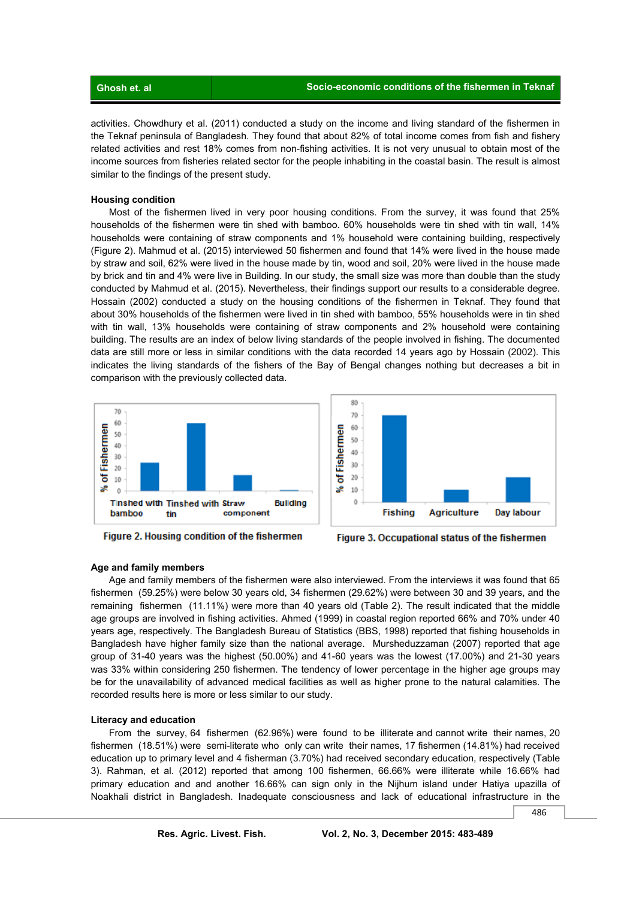activities. Chowdhury et al. (2011) conducted a study on the income and living standard of the fishermen in the Teknaf peninsula of Bangladesh. They found that about 82% of total income comes from fish and fishery related activities and rest 18% comes from non-fishing activities. It is not very unusual to obtain most of the income sources from fisheries related sector for the people inhabiting in the coastal basin. The result is almost similar to the findings of the present study.

**Housing condition**

Most of the fishermen lived in very poor housing conditions. From the survey, it was found that 25% households of the fishermen were tin shed with bamboo. 60% households were tin shed with tin wall, 14% households were containing of straw components and 1% household were containing building, respectively (Figure 2). Mahmud et al. (2015) interviewed 50 fishermen and found that 14% were lived in the house made by straw and soil, 62% were lived in the house made by tin, wood and soil, 20% were lived in the house made by brick and tin and 4% were live in Building. In our study, the small size was more than double than the study conducted by Mahmud et al. (2015). Nevertheless, their findings support our results to a considerable degree. Hossain (2002) conducted a study on the housing conditions of the fishermen in Teknaf. They found that about 30% households of the fishermen were lived in tin shed with bamboo, 55% households were in tin shed with tin wall, 13% households were containing of straw components and 2% household were containing building. The results are an index of below living standards of the people involved in fishing. The documented data are still more or less in similar conditions with the data recorded 14 years ago by Hossain (2002). This indicates the living standards of the fishers of the Bay of Bengal changes nothing but decreases a bit in comparison with the previously collected data.

Figure 2. Housing condition of the fishermen

Figure 3. Occupational status of the fishermen

**Age and family members**

Age and family members of the fishermen were also interviewed. From the interviews it was found that 65 fishermen (59.25%) were below 30 years old, 34 fishermen (29.62%) were between 30 and 39 years, and the remaining fishermen (11.11%) were more than 40 years old (Table 2). The result indicated that the middle age groups are involved in fishing activities. Ahmed (1999) in coastal region reported 66% and 70% under 40 years age, respectively. The Bangladesh Bureau of Statistics (BBS, 1998) reported that fishing households in Bangladesh have higher family size than the national average. Mursheduzzaman (2007) reported that age group of 31-40 years was the highest (50.00%) and 41-60 years was the lowest (17.00%) and 21-30 years was 33% within considering 250 fishermen. The tendency of lower percentage in the higher age groups may be for the unavailability of advanced medical facilities as well as higher prone to the natural calamities. The recorded results here is more or less similar to our study.

**Literacy and education**

From the survey, 64 fishermen (62.96%) were found to be illiterate and cannot write their names, 20 fishermen (18.51%) were semi-literate who only can write their names, 17 fishermen (14.81%) had received education up to primary level and 4 fisherman (3.70%) had received secondary education, respectively (Table 3). Rahman, et al. (2012) reported that among 100 fishermen, 66.66% were illiterate while 16.66% had primary education and and another 16.66% can sign only in the Nijhum island under Hatiya upazilla of Noakhali district in Bangladesh. Inadequate consciousness and lack of educational infrastructure in the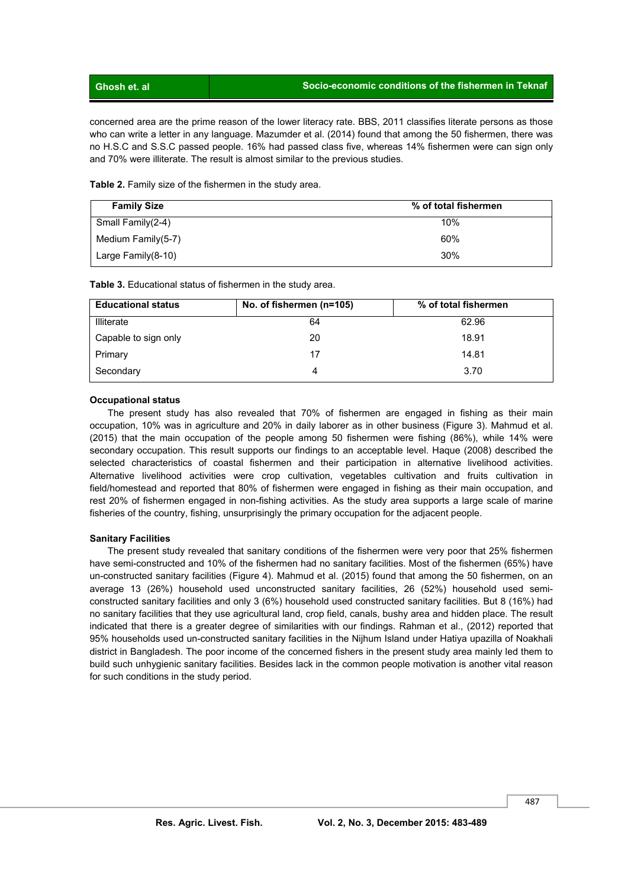concerned area are the prime reason of the lower literacy rate. BBS, 2011 classifies literate persons as those who can write a letter in any language. Mazumder et al. (2014) found that among the 50 fishermen, there was no H.S.C and S.S.C passed people. 16% had passed class five, whereas 14% fishermen were can sign only and 70% were illiterate. The result is almost similar to the previous studies.

**Table 2.** Family size of the fishermen in the study area.

| Family Size | % of total fishermen |
|---|---|
| Small Family(2-4) | 10% |
| Medium Family(5-7) | 60% |
| Large Family(8-10) | 30% |

**Table 3.** Educational status of fishermen in the study area.

| Educational status | No. of fishermen (n=105) | % of total fishermen |
|---|---|---|
| Illiterate | 64 | 62.96 |
| Capable to sign only | 20 | 18.91 |
| Primary | 17 | 14.81 |
| Secondary | 4 | 3.70 |

**Occupational status**

The present study has also revealed that 70% of fishermen are engaged in fishing as their main occupation, 10% was in agriculture and 20% in daily laborer as in other business (Figure 3). Mahmud et al. (2015) that the main occupation of the people among 50 fishermen were fishing (86%), while 14% were secondary occupation. This result supports our findings to an acceptable level. Haque (2008) described the selected characteristics of coastal fishermen and their participation in alternative livelihood activities. Alternative livelihood activities were crop cultivation, vegetables cultivation and fruits cultivation in field/homestead and reported that 80% of fishermen were engaged in fishing as their main occupation, and rest 20% of fishermen engaged in non-fishing activities. As the study area supports a large scale of marine fisheries of the country, fishing, unsurprisingly the primary occupation for the adjacent people.

**Sanitary Facilities**

The present study revealed that sanitary conditions of the fishermen were very poor that 25% fishermen have semi-constructed and 10% of the fishermen had no sanitary facilities. Most of the fishermen (65%) have un-constructed sanitary facilities (Figure 4). Mahmud et al. (2015) found that among the 50 fishermen, on an average 13 (26%) household used unconstructed sanitary facilities, 26 (52%) household used semi-constructed sanitary facilities and only 3 (6%) household used constructed sanitary facilities. But 8 (16%) had no sanitary facilities that they use agricultural land, crop field, canals, bushy area and hidden place. The result indicated that there is a greater degree of similarities with our findings. Rahman et al., (2012) reported that 95% households used un-constructed sanitary facilities in the Nijhum Island under Hatiya upazilla of Noakhali district in Bangladesh. The poor income of the concerned fishers in the present study area mainly led them to build such unhygienic sanitary facilities. Besides lack in the common people motivation is another vital reason for such conditions in the study period.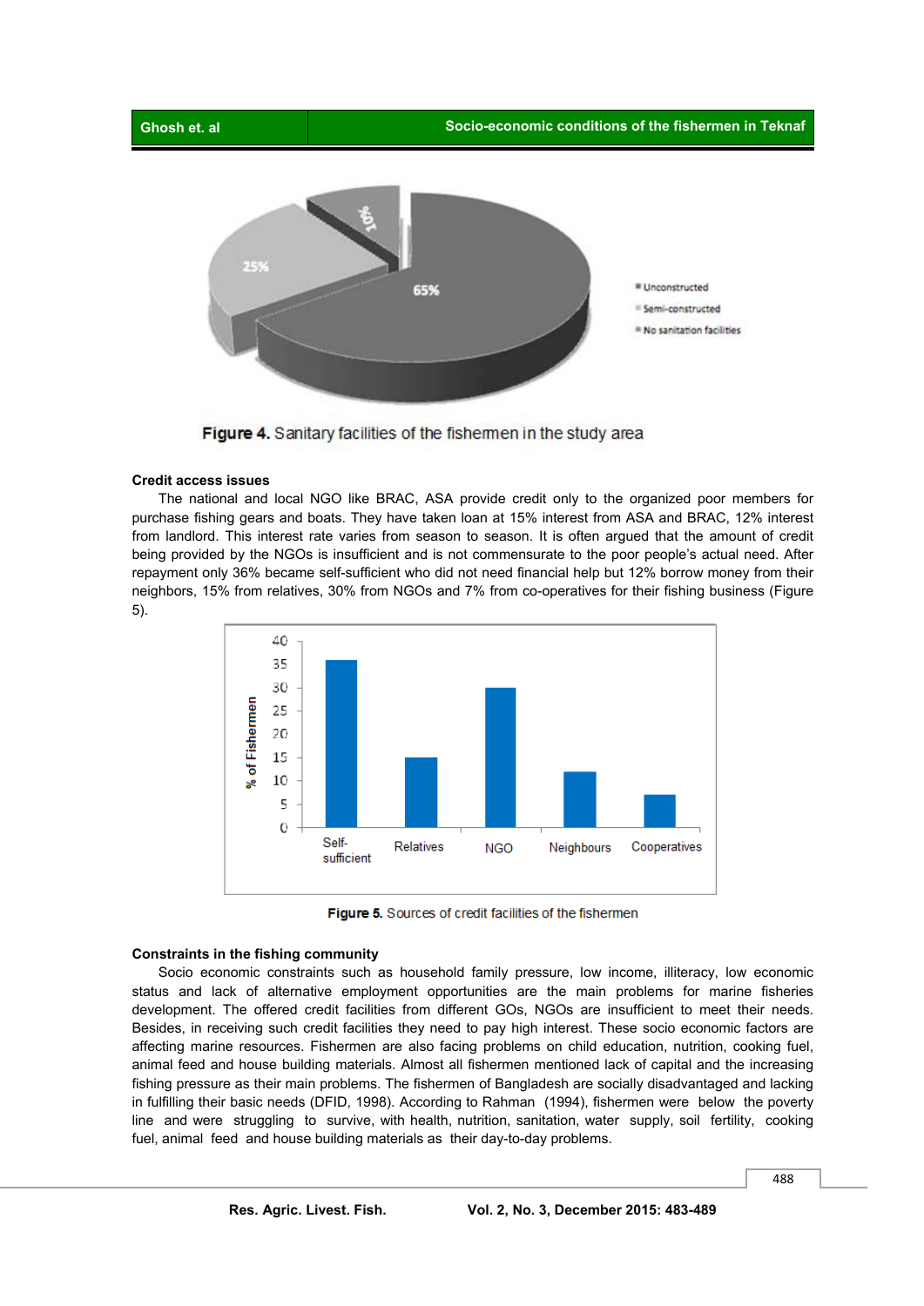Figure 4. Sanitary facilities of the fishermen in the study area

**Credit access issues**

The national and local NGO like BRAC, ASA provide credit only to the organized poor members for purchase fishing gears and boats. They have taken loan at 15% interest from ASA and BRAC, 12% interest from landlord. This interest rate varies from season to season. It is often argued that the amount of credit being provided by the NGOs is insufficient and is not commensurate to the poor people's actual need. After repayment only 36% became self-sufficient who did not need financial help but 12% borrow money from their neighbors, 15% from relatives, 30% from NGOs and 7% from co-operatives for their fishing business (Figure 5).

Figure 5. Sources of credit facilities of the fishermen

**Constraints in the fishing community**

Socio economic constraints such as household family pressure, low income, illiteracy, low economic status and lack of alternative employment opportunities are the main problems for marine fisheries development. The offered credit facilities from different GOs, NGOs are insufficient to meet their needs. Besides, in receiving such credit facilities they need to pay high interest. These socio economic factors are affecting marine resources. Fishermen are also facing problems on child education, nutrition, cooking fuel, animal feed and house building materials. Almost all fishermen mentioned lack of capital and the increasing fishing pressure as their main problems. The fishermen of Bangladesh are socially disadvantaged and lacking in fulfilling their basic needs (DFID, 1998). According to Rahman (1994), fishermen were below the poverty line and were struggling to survive, with health, nutrition, sanitation, water supply, soil fertility, cooking fuel, animal feed and house building materials as their day-to-day problems.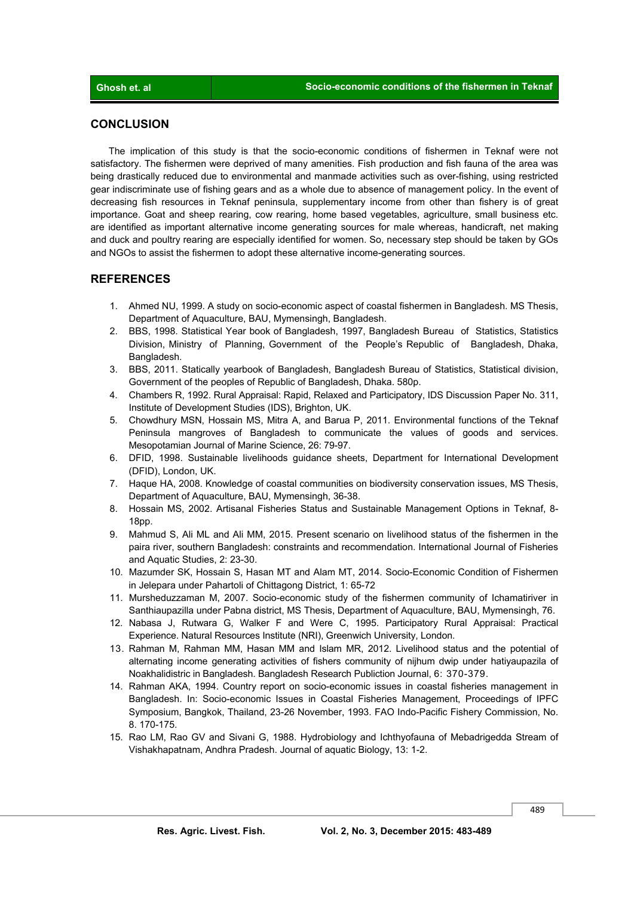## CONCLUSION

The implication of this study is that the socio-economic conditions of fishermen in Teknaf were not satisfactory. The fishermen were deprived of many amenities. Fish production and fish fauna of the area was being drastically reduced due to environmental and manmade activities such as over-fishing, using restricted gear indiscriminate use of fishing gears and as a whole due to absence of management policy. In the event of decreasing fish resources in Teknaf peninsula, supplementary income from other than fishery is of great importance. Goat and sheep rearing, cow rearing, home based vegetables, agriculture, small business etc. are identified as important alternative income generating sources for male whereas, handicraft, net making and duck and poultry rearing are especially identified for women. So, necessary step should be taken by GOs and NGOs to assist the fishermen to adopt these alternative income-generating sources.

## REFERENCES

1. Ahmed NU, 1999. A study on socio-economic aspect of coastal fishermen in Bangladesh. MS Thesis, Department of Aquaculture, BAU, Mymensingh, Bangladesh.
2. BBS, 1998. Statistical Year book of Bangladesh, 1997, Bangladesh Bureau of Statistics, Statistics Division, Ministry of Planning, Government of the People's Republic of Bangladesh, Dhaka, Bangladesh.
3. BBS, 2011. Statically yearbook of Bangladesh, Bangladesh Bureau of Statistics, Statistical division, Government of the peoples of Republic of Bangladesh, Dhaka. 580p.
4. Chambers R, 1992. Rural Appraisal: Rapid, Relaxed and Participatory, IDS Discussion Paper No. 311, Institute of Development Studies (IDS), Brighton, UK.
5. Chowdhury MSN, Hossain MS, Mitra A, and Barua P, 2011. Environmental functions of the Teknaf Peninsula mangroves of Bangladesh to communicate the values of goods and services. Mesopotamian Journal of Marine Science, 26: 79-97.
6. DFID, 1998. Sustainable livelihoods guidance sheets, Department for International Development (DFID), London, UK.
7. Haque HA, 2008. Knowledge of coastal communities on biodiversity conservation issues, MS Thesis, Department of Aquaculture, BAU, Mymensingh, 36-38.
8. Hossain MS, 2002. Artisanal Fisheries Status and Sustainable Management Options in Teknaf, 8-18pp.
9. Mahmud S, Ali ML and Ali MM, 2015. Present scenario on livelihood status of the fishermen in the paira river, southern Bangladesh: constraints and recommendation. International Journal of Fisheries and Aquatic Studies, 2: 23-30.
10. Mazumder SK, Hossain S, Hasan MT and Alam MT, 2014. Socio-Economic Condition of Fishermen in Jelepara under Pahartoli of Chittagong District, 1: 65-72
11. Mursheduzzaman M, 2007. Socio-economic study of the fishermen community of Ichamatiriver in Santhiaupazilla under Pabna district, MS Thesis, Department of Aquaculture, BAU, Mymensingh, 76.
12. Nabasa J, Rutwara G, Walker F and Were C, 1995. Participatory Rural Appraisal: Practical Experience. Natural Resources Institute (NRI), Greenwich University, London.
13. Rahman M, Rahman MM, Hasan MM and Islam MR, 2012. Livelihood status and the potential of alternating income generating activities of fishers community of nijhum dwip under hatiyaupazila of Noakhalidistric in Bangladesh. Bangladesh Research Publiction Journal, 6: 370-379.
14. Rahman AKA, 1994. Country report on socio-economic issues in coastal fisheries management in Bangladesh. In: Socio-economic Issues in Coastal Fisheries Management, Proceedings of IPFC Symposium, Bangkok, Thailand, 23-26 November, 1993. FAO Indo-Pacific Fishery Commission, No. 8. 170-175.
15. Rao LM, Rao GV and Sivani G, 1988. Hydrobiology and Ichthyofauna of Mebadrigedda Stream of Vishakhapatnam, Andhra Pradesh. Journal of aquatic Biology, 13: 1-2.